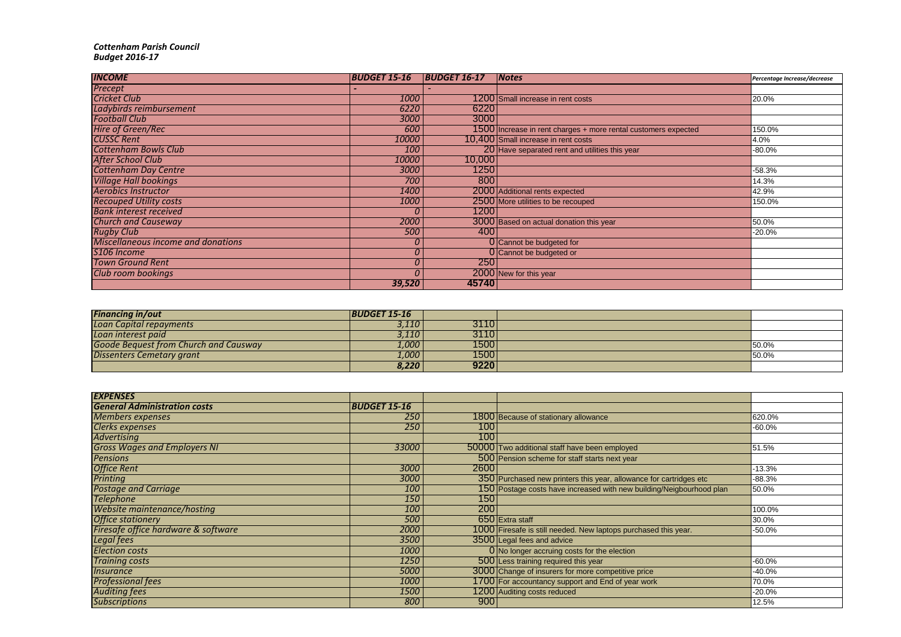***Cottenham Parish Council***
***Budget 2016-17***

| *INCOME* | *BUDGET 15-16* | *BUDGET 16-17* | *Notes* | *Percentage Increase/decrease* |
|---|---|---|---|---|
| *Precept* | - | - | | |
| *Cricket Club* | *1000* | 1200 | Small increase in rent costs | 20.0% |
| *Ladybirds reimbursement* | *6220* | 6220 | | |
| *Football Club* | *3000* | 3000 | | |
| *Hire of Green/Rec* | *600* | 1500 | Increase in rent charges + more rental customers expected | 150.0% |
| *CUSSC Rent* | *10000* | 10,400 | Small increase in rent costs | 4.0% |
| *Cottenham Bowls Club* | *100* | 20 | Have separated rent and utilities this year | -80.0% |
| *After School Club* | *10000* | 10,000 | | |
| *Cottenham Day Centre* | *3000* | 1250 | | -58.3% |
| *Village Hall bookings* | *700* | 800 | | 14.3% |
| *Aerobics Instructor* | *1400* | 2000 | Additional rents expected | 42.9% |
| *Recouped Utility costs* | *1000* | 2500 | More utilities to be recouped | 150.0% |
| *Bank interest received* | *0* | 1200 | | |
| *Church and Causeway* | *2000* | 3000 | Based on actual donation this year | 50.0% |
| *Rugby Club* | *500* | 400 | | -20.0% |
| *Miscellaneous income and donations* | *0* | 0 | Cannot be budgeted for | |
| *S106 Income* | *0* | 0 | Cannot be budgeted or | |
| *Town Ground Rent* | *0* | 250 | | |
| *Club room bookings* | *0* | 2000 | New for this year | |
| | ***39,520*** | **45740** | | |

| *Financing in/out* | *BUDGET 15-16* | | | |
|---|---|---|---|---|
| *Loan Capital repayments* | *3,110* | 3110 | | |
| *Loan interest paid* | *3,110* | 3110 | | |
| *Goode Bequest from Church and Causway* | *1,000* | 1500 | | 50.0% |
| *Dissenters Cemetary grant* | *1,000* | 1500 | | 50.0% |
| | ***8,220*** | **9220** | | |

| *EXPENSES* | | | | |
|---|---|---|---|---|
| *General Administration costs* | *BUDGET 15-16* | | | |
| *Members expenses* | *250* | 1800 | Because of stationary allowance | 620.0% |
| *Clerks expenses* | *250* | 100 | | -60.0% |
| *Advertising* | | 100 | | |
| *Gross Wages and Employers NI* | *33000* | 50000 | Two additional staff have been employed | 51.5% |
| *Pensions* | | 500 | Pension scheme for staff starts next year | |
| *Office Rent* | *3000* | 2600 | | -13.3% |
| *Printing* | *3000* | 350 | Purchased new printers this year, allowance for cartridges etc | -88.3% |
| *Postage and Carriage* | *100* | 150 | Postage costs have increased with new building/Neigbourhood plan | 50.0% |
| *Telephone* | *150* | 150 | | |
| *Website maintenance/hosting* | *100* | 200 | | 100.0% |
| *Office stationery* | *500* | 650 | Extra staff | 30.0% |
| *Firesafe office hardware & software* | *2000* | 1000 | Firesafe is still needed. New laptops purchased this year. | -50.0% |
| *Legal fees* | *3500* | 3500 | Legal fees and advice | |
| *Election costs* | *1000* | 0 | No longer accruing costs for the election | |
| *Training costs* | *1250* | 500 | Less training required this year | -60.0% |
| *Insurance* | *5000* | 3000 | Change of insurers for more competitive price | -40.0% |
| *Professional fees* | *1000* | 1700 | For accountancy support and End of year work | 70.0% |
| *Auditing fees* | *1500* | 1200 | Auditing costs reduced | -20.0% |
| *Subscriptions* | *800* | 900 | | 12.5% |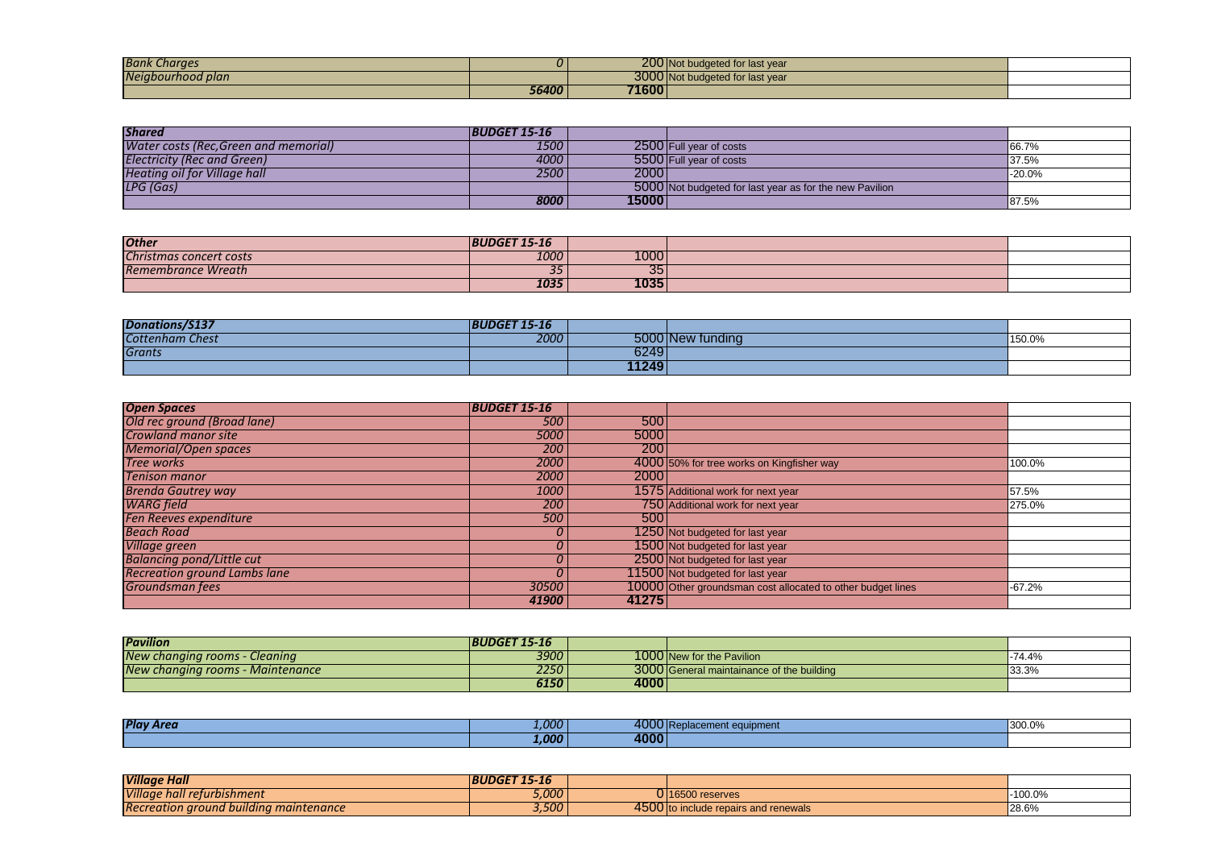| | | | | |
|---|---|---|---|---|
| *Bank Charges* | *0* | 200 | Not budgeted for last year | |
| *Neigbourhood plan* | | 3000 | Not budgeted for last year | |
| | ***56400*** | **71600** | | |

| *Shared* | *BUDGET 15-16* | | | |
|---|---|---|---|---|
| *Water costs (Rec,Green and memorial)* | *1500* | 2500 | Full year of costs | 66.7% |
| *Electricity (Rec and Green)* | *4000* | 5500 | Full year of costs | 37.5% |
| *Heating oil for Village hall* | *2500* | 2000 | | -20.0% |
| *LPG (Gas)* | | 5000 | Not budgeted for last year as for the new Pavilion | |
| | ***8000*** | **15000** | | 87.5% |

| *Other* | *BUDGET 15-16* | | | |
|---|---|---|---|---|
| *Christmas concert costs* | *1000* | 1000 | | |
| *Remembrance Wreath* | *35* | 35 | | |
| | ***1035*** | **1035** | | |

| *Donations/S137* | *BUDGET 15-16* | | | |
|---|---|---|---|---|
| *Cottenham Chest* | *2000* | 5000 | New funding | 150.0% |
| *Grants* | | 6249 | | |
| | | **11249** | | |

| *Open Spaces* | *BUDGET 15-16* | | | |
|---|---|---|---|---|
| *Old rec ground (Broad lane)* | *500* | 500 | | |
| *Crowland manor site* | *5000* | 5000 | | |
| *Memorial/Open spaces* | *200* | 200 | | |
| *Tree works* | *2000* | 4000 | 50% for tree works on Kingfisher way | 100.0% |
| *Tenison manor* | *2000* | 2000 | | |
| *Brenda Gautrey way* | *1000* | 1575 | Additional work for next year | 57.5% |
| *WARG field* | *200* | 750 | Additional work for next year | 275.0% |
| *Fen Reeves expenditure* | *500* | 500 | | |
| *Beach Road* | *0* | 1250 | Not budgeted for last year | |
| *Village green* | *0* | 1500 | Not budgeted for last year | |
| *Balancing pond/Little cut* | *0* | 2500 | Not budgeted for last year | |
| *Recreation ground Lambs lane* | *0* | 11500 | Not budgeted for last year | |
| *Groundsman fees* | *30500* | 10000 | Other groundsman cost allocated to other budget lines | -67.2% |
| | ***41900*** | **41275** | | |

| *Pavilion* | *BUDGET 15-16* | | | |
|---|---|---|---|---|
| *New changing rooms - Cleaning* | *3900* | 1000 | New for the Pavilion | -74.4% |
| *New changing rooms - Maintenance* | *2250* | 3000 | General maintainance of the building | 33.3% |
| | ***6150*** | **4000** | | |

| | | | | |
|---|---|---|---|---|
| ***Play Area*** | *1,000* | 4000 | Replacement equipment | 300.0% |
| | ***1,000*** | **4000** | | |

| *Village Hall* | *BUDGET 15-16* | | | |
|---|---|---|---|---|
| *Village hall refurbishment* | *5,000* | 0 | 16500 reserves | -100.0% |
| *Recreation ground building maintenance* | *3,500* | 4500 | to include repairs and renewals | 28.6% |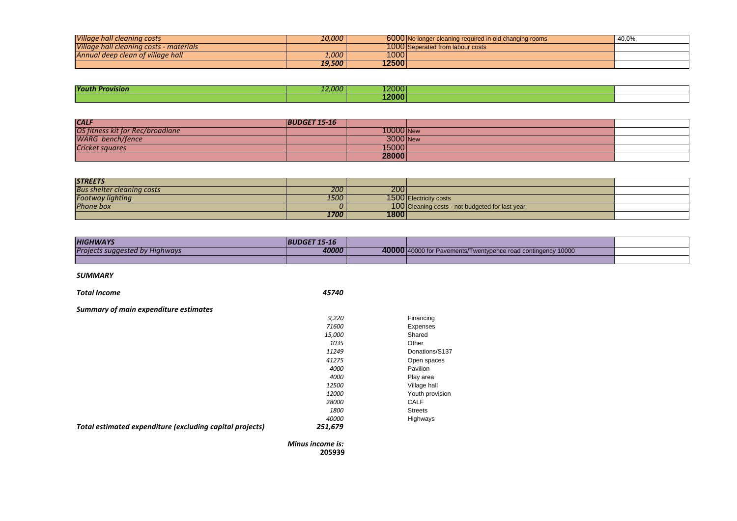| | | | | |
|---|---|---|---|---|
| *Village hall cleaning costs* | *10,000* | 6000 | No longer cleaning required in old changing rooms | -40.0% |
| *Village hall cleaning costs - materials* | | 1000 | Seperated from labour costs | |
| *Annual deep clean of village hall* | *1,000* | 1000 | | |
| | ***19,500*** | **12500** | | |

| | | | | |
|---|---|---|---|---|
| ***Youth Provision*** | *12,000* | 12000 | | |
| | | **12000** | | |

| | | | | |
|---|---|---|---|---|
| ***CALF*** | ***BUDGET 15-16*** | | | |
| *OS fitness kit for Rec/broadlane* | | 10000 | New | |
| *WARG bench/fence* | | 3000 | New | |
| *Cricket squares* | | 15000 | | |
| | | **28000** | | |

| | | | | |
|---|---|---|---|---|
| ***STREETS*** | | | | |
| *Bus shelter cleaning costs* | *200* | 200 | | |
| *Footway lighting* | *1500* | 1500 | Electricity costs | |
| *Phone box* | *0* | 100 | Cleaning costs - not budgeted for last year | |
| | ***1700*** | **1800** | | |

| | | | | |
|---|---|---|---|---|
| ***HIGHWAYS*** | ***BUDGET 15-16*** | | | |
| *Projects suggested by Highways* | ***40000*** | **40000** | 40000 for Pavements/Twentypence road contingency 10000 | |
| | | | | |

***SUMMARY***

| | | |
|---|---|---|
| ***Total Income*** | ***45740*** | |
| ***Summary of main expenditure estimates*** | | |
| | *9,220* | Financing |
| | *71600* | Expenses |
| | *15,000* | Shared |
| | *1035* | Other |
| | *11249* | Donations/S137 |
| | *41275* | Open spaces |
| | *4000* | Pavilion |
| | *4000* | Play area |
| | *12500* | Village hall |
| | *12000* | Youth provision |
| | *28000* | CALF |
| | *1800* | Streets |
| | *40000* | Highways |
| ***Total estimated expenditure (excluding capital projects)*** | ***251,679*** | |
| | ***Minus income is:*** | |
| | **205939** | |